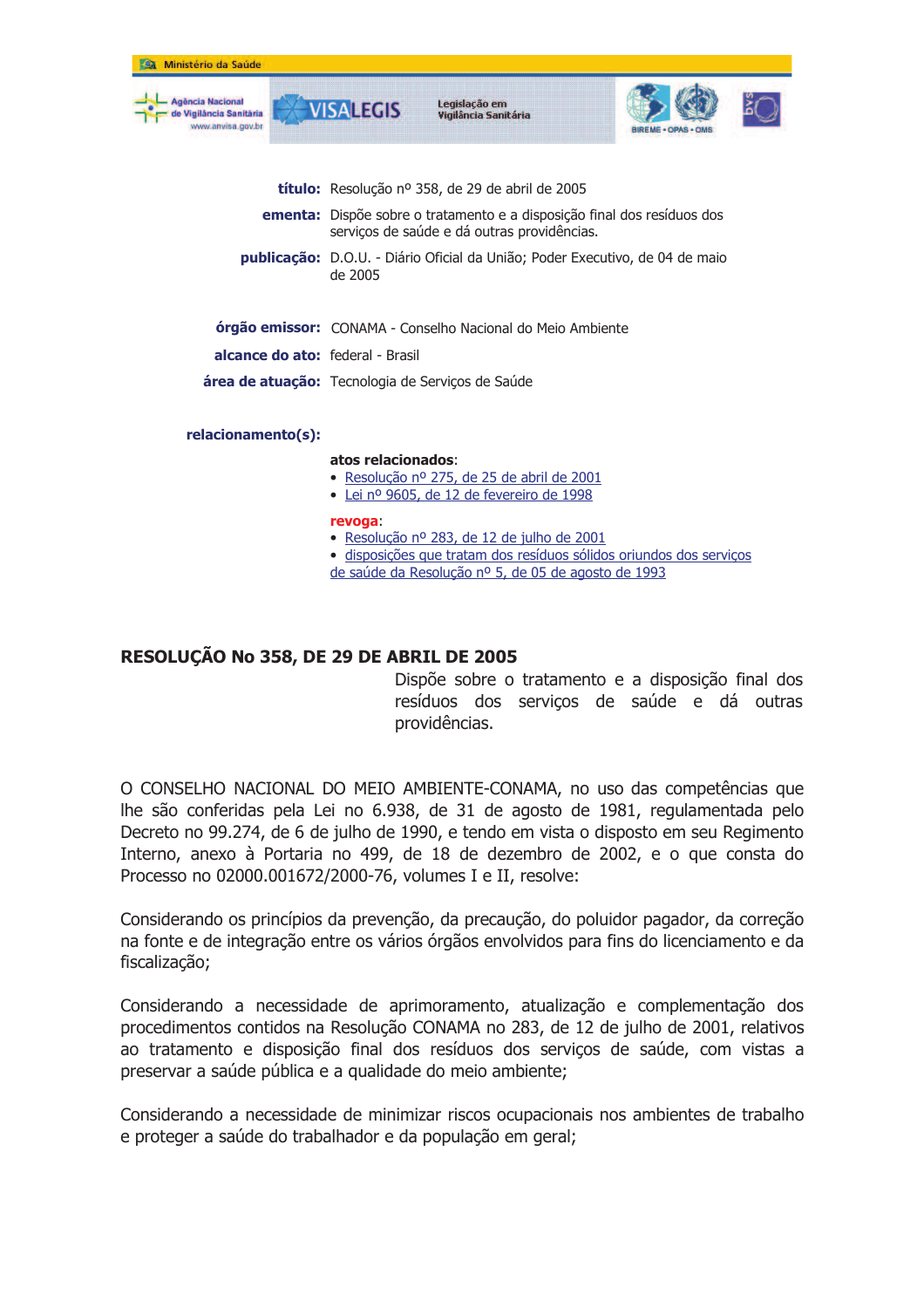Ministério da Saúde

Agência Nacional de Vigilância Sanitária
www.anvisa.gov.br

VISALEGIS — Legislação em Vigilância Sanitária

BIREME • OPAS • OMS

**título:** Resolução nº 358, de 29 de abril de 2005

**ementa:** Dispõe sobre o tratamento e a disposição final dos resíduos dos serviços de saúde e dá outras providências.

**publicação:** D.O.U. - Diário Oficial da União; Poder Executivo, de 04 de maio de 2005

**órgão emissor:** CONAMA - Conselho Nacional do Meio Ambiente

**alcance do ato:** federal - Brasil

**área de atuação:** Tecnologia de Serviços de Saúde

**relacionamento(s):**

**atos relacionados**:
- Resolução nº 275, de 25 de abril de 2001
- Lei nº 9605, de 12 de fevereiro de 1998

**revoga**:
- Resolução nº 283, de 12 de julho de 2001
- disposições que tratam dos resíduos sólidos oriundos dos serviços de saúde da Resolução nº 5, de 05 de agosto de 1993

# RESOLUÇÃO No 358, DE 29 DE ABRIL DE 2005

Dispõe sobre o tratamento e a disposição final dos resíduos dos serviços de saúde e dá outras providências.

O CONSELHO NACIONAL DO MEIO AMBIENTE-CONAMA, no uso das competências que lhe são conferidas pela Lei no 6.938, de 31 de agosto de 1981, regulamentada pelo Decreto no 99.274, de 6 de julho de 1990, e tendo em vista o disposto em seu Regimento Interno, anexo à Portaria no 499, de 18 de dezembro de 2002, e o que consta do Processo no 02000.001672/2000-76, volumes I e II, resolve:

Considerando os princípios da prevenção, da precaução, do poluidor pagador, da correção na fonte e de integração entre os vários órgãos envolvidos para fins do licenciamento e da fiscalização;

Considerando a necessidade de aprimoramento, atualização e complementação dos procedimentos contidos na Resolução CONAMA no 283, de 12 de julho de 2001, relativos ao tratamento e disposição final dos resíduos dos serviços de saúde, com vistas a preservar a saúde pública e a qualidade do meio ambiente;

Considerando a necessidade de minimizar riscos ocupacionais nos ambientes de trabalho e proteger a saúde do trabalhador e da população em geral;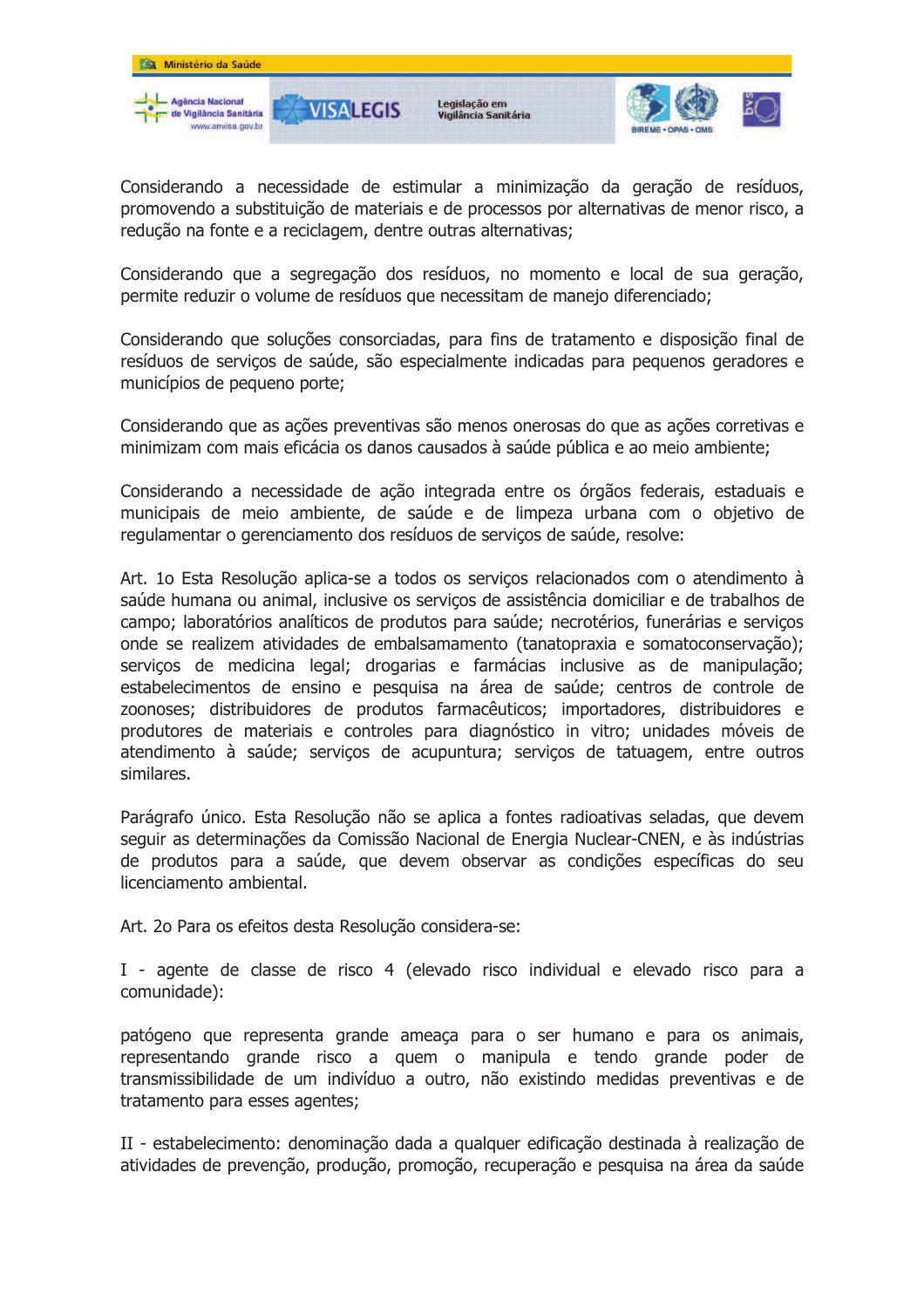Considerando a necessidade de estimular a minimização da geração de resíduos, promovendo a substituição de materiais e de processos por alternativas de menor risco, a redução na fonte e a reciclagem, dentre outras alternativas;

Considerando que a segregação dos resíduos, no momento e local de sua geração, permite reduzir o volume de resíduos que necessitam de manejo diferenciado;

Considerando que soluções consorciadas, para fins de tratamento e disposição final de resíduos de serviços de saúde, são especialmente indicadas para pequenos geradores e municípios de pequeno porte;

Considerando que as ações preventivas são menos onerosas do que as ações corretivas e minimizam com mais eficácia os danos causados à saúde pública e ao meio ambiente;

Considerando a necessidade de ação integrada entre os órgãos federais, estaduais e municipais de meio ambiente, de saúde e de limpeza urbana com o objetivo de regulamentar o gerenciamento dos resíduos de serviços de saúde, resolve:

Art. 1o Esta Resolução aplica-se a todos os serviços relacionados com o atendimento à saúde humana ou animal, inclusive os serviços de assistência domiciliar e de trabalhos de campo; laboratórios analíticos de produtos para saúde; necrotérios, funerárias e serviços onde se realizem atividades de embalsamamento (tanatopraxia e somatoconservação); serviços de medicina legal; drogarias e farmácias inclusive as de manipulação; estabelecimentos de ensino e pesquisa na área de saúde; centros de controle de zoonoses; distribuidores de produtos farmacêuticos; importadores, distribuidores e produtores de materiais e controles para diagnóstico in vitro; unidades móveis de atendimento à saúde; serviços de acupuntura; serviços de tatuagem, entre outros similares.

Parágrafo único. Esta Resolução não se aplica a fontes radioativas seladas, que devem seguir as determinações da Comissão Nacional de Energia Nuclear-CNEN, e às indústrias de produtos para a saúde, que devem observar as condições específicas do seu licenciamento ambiental.

Art. 2o Para os efeitos desta Resolução considera-se:

I - agente de classe de risco 4 (elevado risco individual e elevado risco para a comunidade):

patógeno que representa grande ameaça para o ser humano e para os animais, representando grande risco a quem o manipula e tendo grande poder de transmissibilidade de um indivíduo a outro, não existindo medidas preventivas e de tratamento para esses agentes;

II - estabelecimento: denominação dada a qualquer edificação destinada à realização de atividades de prevenção, produção, promoção, recuperação e pesquisa na área da saúde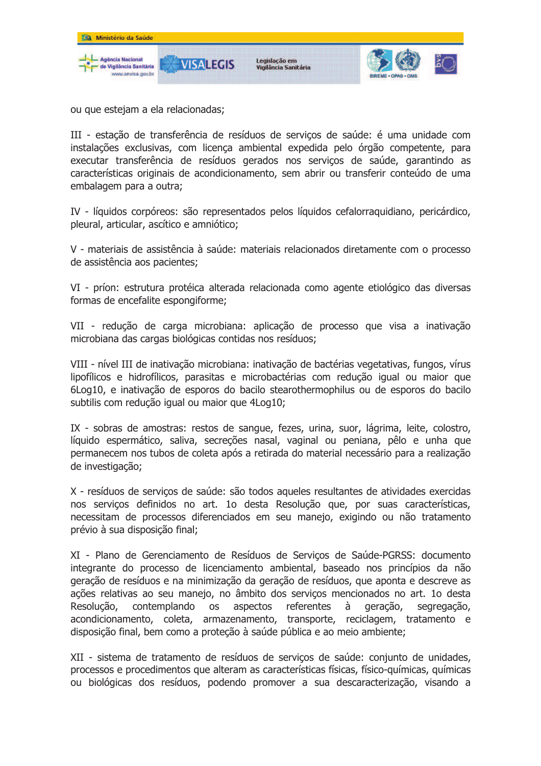ou que estejam a ela relacionadas;

III - estação de transferência de resíduos de serviços de saúde: é uma unidade com instalações exclusivas, com licença ambiental expedida pelo órgão competente, para executar transferência de resíduos gerados nos serviços de saúde, garantindo as características originais de acondicionamento, sem abrir ou transferir conteúdo de uma embalagem para a outra;

IV - líquidos corpóreos: são representados pelos líquidos cefalorraquidiano, pericárdico, pleural, articular, ascítico e amniótico;

V - materiais de assistência à saúde: materiais relacionados diretamente com o processo de assistência aos pacientes;

VI - príon: estrutura protéica alterada relacionada como agente etiológico das diversas formas de encefalite espongiforme;

VII - redução de carga microbiana: aplicação de processo que visa a inativação microbiana das cargas biológicas contidas nos resíduos;

VIII - nível III de inativação microbiana: inativação de bactérias vegetativas, fungos, vírus lipofílicos e hidrofílicos, parasitas e microbactérias com redução igual ou maior que 6Log10, e inativação de esporos do bacilo stearothermophilus ou de esporos do bacilo subtilis com redução igual ou maior que 4Log10;

IX - sobras de amostras: restos de sangue, fezes, urina, suor, lágrima, leite, colostro, líquido espermático, saliva, secreções nasal, vaginal ou peniana, pêlo e unha que permanecem nos tubos de coleta após a retirada do material necessário para a realização de investigação;

X - resíduos de serviços de saúde: são todos aqueles resultantes de atividades exercidas nos serviços definidos no art. 1o desta Resolução que, por suas características, necessitam de processos diferenciados em seu manejo, exigindo ou não tratamento prévio à sua disposição final;

XI - Plano de Gerenciamento de Resíduos de Serviços de Saúde-PGRSS: documento integrante do processo de licenciamento ambiental, baseado nos princípios da não geração de resíduos e na minimização da geração de resíduos, que aponta e descreve as ações relativas ao seu manejo, no âmbito dos serviços mencionados no art. 1o desta Resolução, contemplando os aspectos referentes à geração, segregação, acondicionamento, coleta, armazenamento, transporte, reciclagem, tratamento e disposição final, bem como a proteção à saúde pública e ao meio ambiente;

XII - sistema de tratamento de resíduos de serviços de saúde: conjunto de unidades, processos e procedimentos que alteram as características físicas, físico-químicas, químicas ou biológicas dos resíduos, podendo promover a sua descaracterização, visando a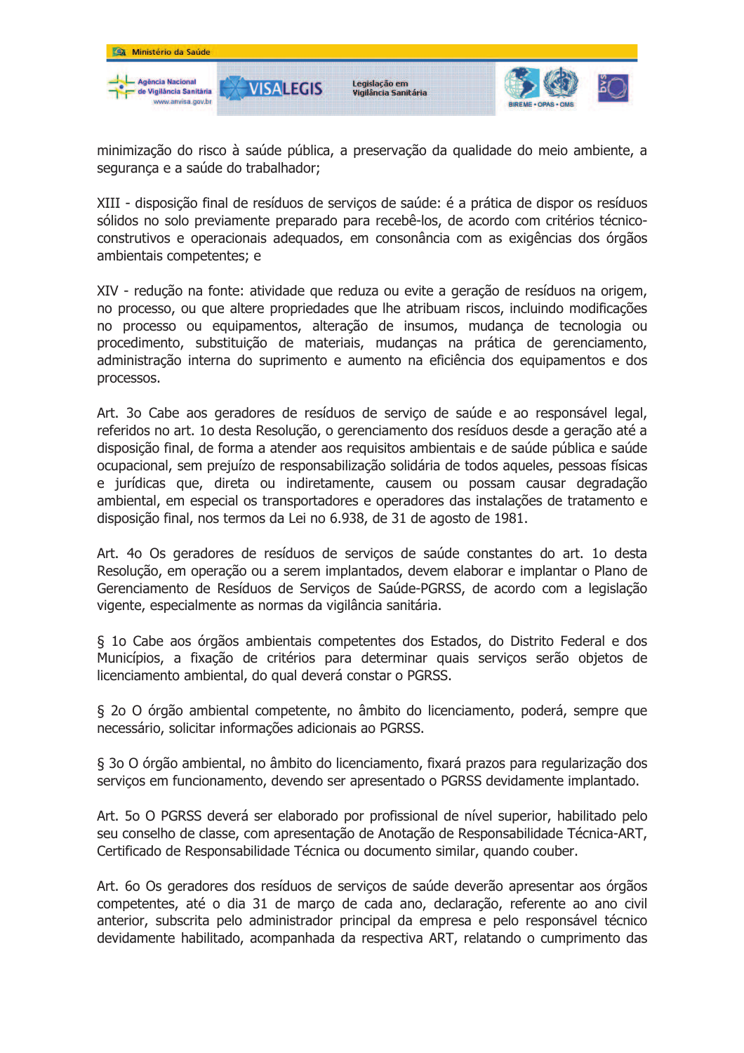minimização do risco à saúde pública, a preservação da qualidade do meio ambiente, a segurança e a saúde do trabalhador;

XIII - disposição final de resíduos de serviços de saúde: é a prática de dispor os resíduos sólidos no solo previamente preparado para recebê-los, de acordo com critérios técnico-construtivos e operacionais adequados, em consonância com as exigências dos órgãos ambientais competentes; e

XIV - redução na fonte: atividade que reduza ou evite a geração de resíduos na origem, no processo, ou que altere propriedades que lhe atribuam riscos, incluindo modificações no processo ou equipamentos, alteração de insumos, mudança de tecnologia ou procedimento, substituição de materiais, mudanças na prática de gerenciamento, administração interna do suprimento e aumento na eficiência dos equipamentos e dos processos.

Art. 3o Cabe aos geradores de resíduos de serviço de saúde e ao responsável legal, referidos no art. 1o desta Resolução, o gerenciamento dos resíduos desde a geração até a disposição final, de forma a atender aos requisitos ambientais e de saúde pública e saúde ocupacional, sem prejuízo de responsabilização solidária de todos aqueles, pessoas físicas e jurídicas que, direta ou indiretamente, causem ou possam causar degradação ambiental, em especial os transportadores e operadores das instalações de tratamento e disposição final, nos termos da Lei no 6.938, de 31 de agosto de 1981.

Art. 4o Os geradores de resíduos de serviços de saúde constantes do art. 1o desta Resolução, em operação ou a serem implantados, devem elaborar e implantar o Plano de Gerenciamento de Resíduos de Serviços de Saúde-PGRSS, de acordo com a legislação vigente, especialmente as normas da vigilância sanitária.

§ 1o Cabe aos órgãos ambientais competentes dos Estados, do Distrito Federal e dos Municípios, a fixação de critérios para determinar quais serviços serão objetos de licenciamento ambiental, do qual deverá constar o PGRSS.

§ 2o O órgão ambiental competente, no âmbito do licenciamento, poderá, sempre que necessário, solicitar informações adicionais ao PGRSS.

§ 3o O órgão ambiental, no âmbito do licenciamento, fixará prazos para regularização dos serviços em funcionamento, devendo ser apresentado o PGRSS devidamente implantado.

Art. 5o O PGRSS deverá ser elaborado por profissional de nível superior, habilitado pelo seu conselho de classe, com apresentação de Anotação de Responsabilidade Técnica-ART, Certificado de Responsabilidade Técnica ou documento similar, quando couber.

Art. 6o Os geradores dos resíduos de serviços de saúde deverão apresentar aos órgãos competentes, até o dia 31 de março de cada ano, declaração, referente ao ano civil anterior, subscrita pelo administrador principal da empresa e pelo responsável técnico devidamente habilitado, acompanhada da respectiva ART, relatando o cumprimento das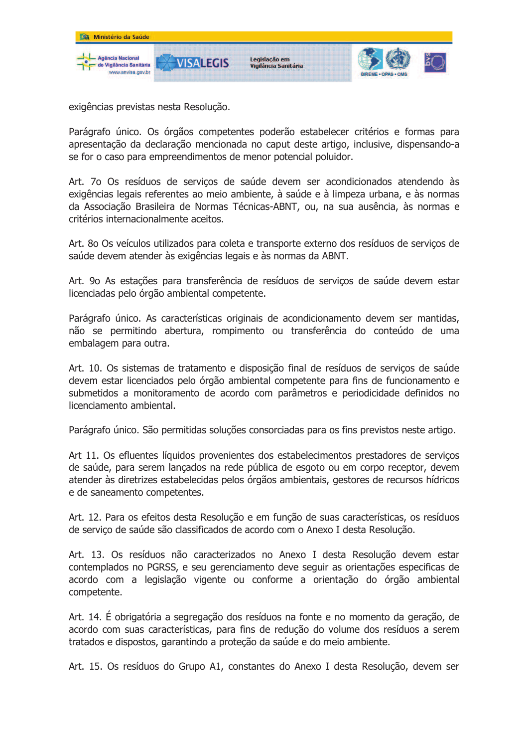exigências previstas nesta Resolução.

Parágrafo único. Os órgãos competentes poderão estabelecer critérios e formas para apresentação da declaração mencionada no caput deste artigo, inclusive, dispensando-a se for o caso para empreendimentos de menor potencial poluidor.

Art. 7o Os resíduos de serviços de saúde devem ser acondicionados atendendo às exigências legais referentes ao meio ambiente, à saúde e à limpeza urbana, e às normas da Associação Brasileira de Normas Técnicas-ABNT, ou, na sua ausência, às normas e critérios internacionalmente aceitos.

Art. 8o Os veículos utilizados para coleta e transporte externo dos resíduos de serviços de saúde devem atender às exigências legais e às normas da ABNT.

Art. 9o As estações para transferência de resíduos de serviços de saúde devem estar licenciadas pelo órgão ambiental competente.

Parágrafo único. As características originais de acondicionamento devem ser mantidas, não se permitindo abertura, rompimento ou transferência do conteúdo de uma embalagem para outra.

Art. 10. Os sistemas de tratamento e disposição final de resíduos de serviços de saúde devem estar licenciados pelo órgão ambiental competente para fins de funcionamento e submetidos a monitoramento de acordo com parâmetros e periodicidade definidos no licenciamento ambiental.

Parágrafo único. São permitidas soluções consorciadas para os fins previstos neste artigo.

Art 11. Os efluentes líquidos provenientes dos estabelecimentos prestadores de serviços de saúde, para serem lançados na rede pública de esgoto ou em corpo receptor, devem atender às diretrizes estabelecidas pelos órgãos ambientais, gestores de recursos hídricos e de saneamento competentes.

Art. 12. Para os efeitos desta Resolução e em função de suas características, os resíduos de serviço de saúde são classificados de acordo com o Anexo I desta Resolução.

Art. 13. Os resíduos não caracterizados no Anexo I desta Resolução devem estar contemplados no PGRSS, e seu gerenciamento deve seguir as orientações especificas de acordo com a legislação vigente ou conforme a orientação do órgão ambiental competente.

Art. 14. É obrigatória a segregação dos resíduos na fonte e no momento da geração, de acordo com suas características, para fins de redução do volume dos resíduos a serem tratados e dispostos, garantindo a proteção da saúde e do meio ambiente.

Art. 15. Os resíduos do Grupo A1, constantes do Anexo I desta Resolução, devem ser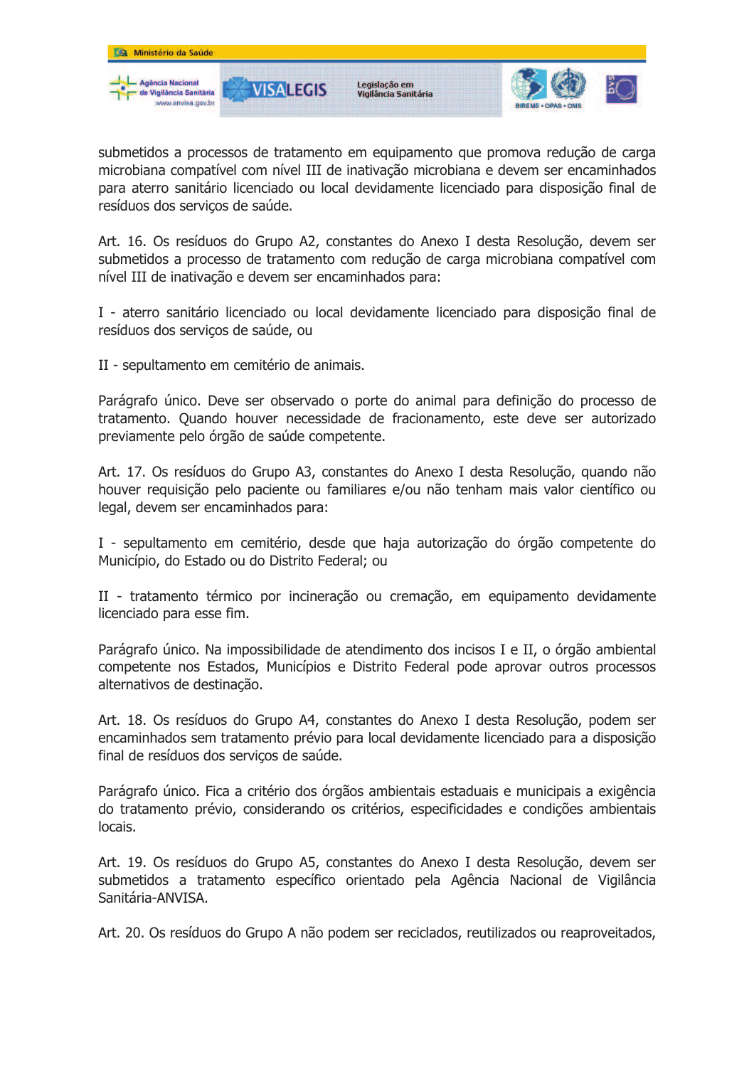submetidos a processos de tratamento em equipamento que promova redução de carga microbiana compatível com nível III de inativação microbiana e devem ser encaminhados para aterro sanitário licenciado ou local devidamente licenciado para disposição final de resíduos dos serviços de saúde.

Art. 16. Os resíduos do Grupo A2, constantes do Anexo I desta Resolução, devem ser submetidos a processo de tratamento com redução de carga microbiana compatível com nível III de inativação e devem ser encaminhados para:

I - aterro sanitário licenciado ou local devidamente licenciado para disposição final de resíduos dos serviços de saúde, ou

II - sepultamento em cemitério de animais.

Parágrafo único. Deve ser observado o porte do animal para definição do processo de tratamento. Quando houver necessidade de fracionamento, este deve ser autorizado previamente pelo órgão de saúde competente.

Art. 17. Os resíduos do Grupo A3, constantes do Anexo I desta Resolução, quando não houver requisição pelo paciente ou familiares e/ou não tenham mais valor científico ou legal, devem ser encaminhados para:

I - sepultamento em cemitério, desde que haja autorização do órgão competente do Município, do Estado ou do Distrito Federal; ou

II - tratamento térmico por incineração ou cremação, em equipamento devidamente licenciado para esse fim.

Parágrafo único. Na impossibilidade de atendimento dos incisos I e II, o órgão ambiental competente nos Estados, Municípios e Distrito Federal pode aprovar outros processos alternativos de destinação.

Art. 18. Os resíduos do Grupo A4, constantes do Anexo I desta Resolução, podem ser encaminhados sem tratamento prévio para local devidamente licenciado para a disposição final de resíduos dos serviços de saúde.

Parágrafo único. Fica a critério dos órgãos ambientais estaduais e municipais a exigência do tratamento prévio, considerando os critérios, especificidades e condições ambientais locais.

Art. 19. Os resíduos do Grupo A5, constantes do Anexo I desta Resolução, devem ser submetidos a tratamento específico orientado pela Agência Nacional de Vigilância Sanitária-ANVISA.

Art. 20. Os resíduos do Grupo A não podem ser reciclados, reutilizados ou reaproveitados,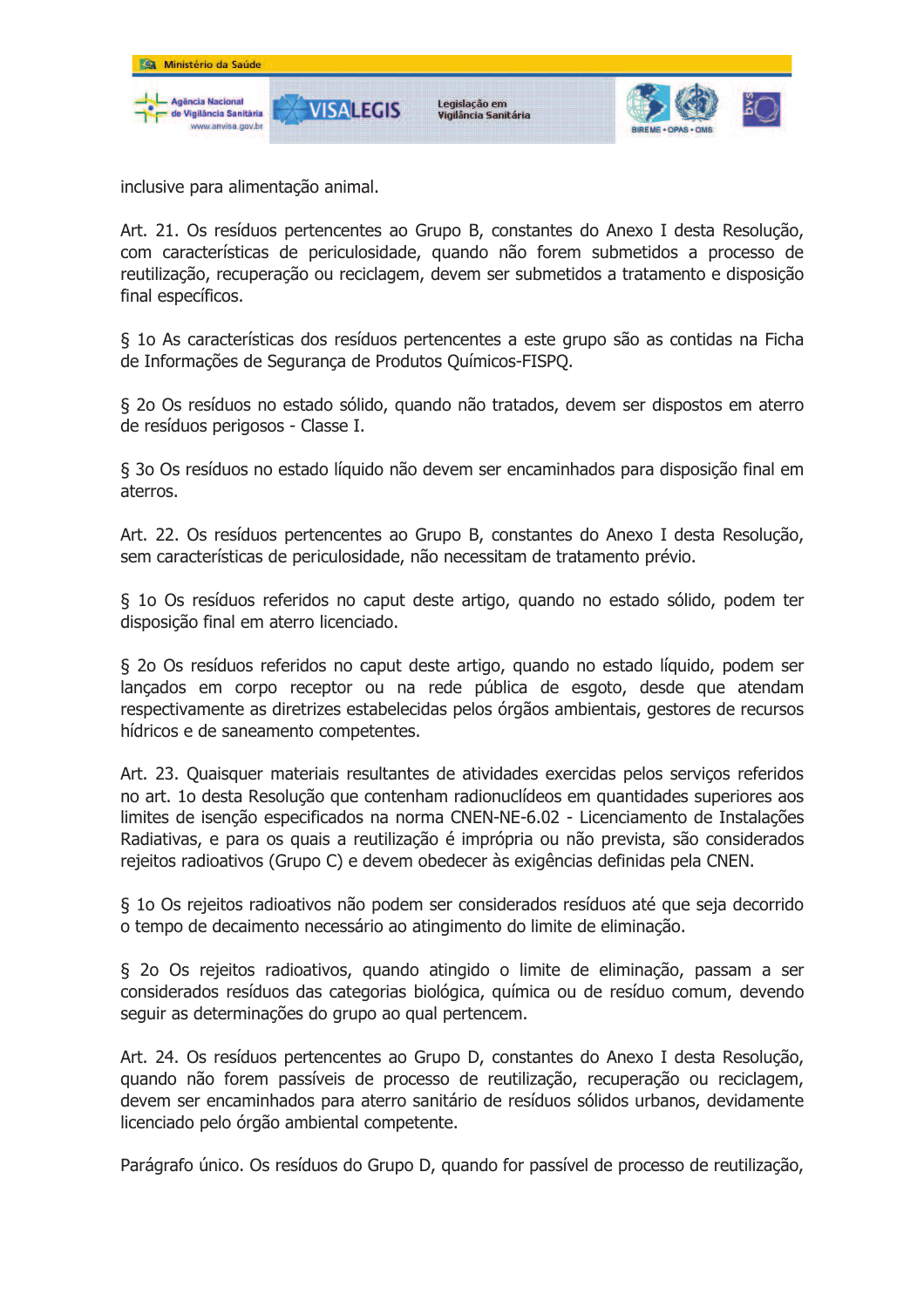inclusive para alimentação animal.

Art. 21. Os resíduos pertencentes ao Grupo B, constantes do Anexo I desta Resolução, com características de periculosidade, quando não forem submetidos a processo de reutilização, recuperação ou reciclagem, devem ser submetidos a tratamento e disposição final específicos.

§ 1o As características dos resíduos pertencentes a este grupo são as contidas na Ficha de Informações de Segurança de Produtos Químicos-FISPQ.

§ 2o Os resíduos no estado sólido, quando não tratados, devem ser dispostos em aterro de resíduos perigosos - Classe I.

§ 3o Os resíduos no estado líquido não devem ser encaminhados para disposição final em aterros.

Art. 22. Os resíduos pertencentes ao Grupo B, constantes do Anexo I desta Resolução, sem características de periculosidade, não necessitam de tratamento prévio.

§ 1o Os resíduos referidos no caput deste artigo, quando no estado sólido, podem ter disposição final em aterro licenciado.

§ 2o Os resíduos referidos no caput deste artigo, quando no estado líquido, podem ser lançados em corpo receptor ou na rede pública de esgoto, desde que atendam respectivamente as diretrizes estabelecidas pelos órgãos ambientais, gestores de recursos hídricos e de saneamento competentes.

Art. 23. Quaisquer materiais resultantes de atividades exercidas pelos serviços referidos no art. 1o desta Resolução que contenham radionuclídeos em quantidades superiores aos limites de isenção especificados na norma CNEN-NE-6.02 - Licenciamento de Instalações Radiativas, e para os quais a reutilização é imprópria ou não prevista, são considerados rejeitos radioativos (Grupo C) e devem obedecer às exigências definidas pela CNEN.

§ 1o Os rejeitos radioativos não podem ser considerados resíduos até que seja decorrido o tempo de decaimento necessário ao atingimento do limite de eliminação.

§ 2o Os rejeitos radioativos, quando atingido o limite de eliminação, passam a ser considerados resíduos das categorias biológica, química ou de resíduo comum, devendo seguir as determinações do grupo ao qual pertencem.

Art. 24. Os resíduos pertencentes ao Grupo D, constantes do Anexo I desta Resolução, quando não forem passíveis de processo de reutilização, recuperação ou reciclagem, devem ser encaminhados para aterro sanitário de resíduos sólidos urbanos, devidamente licenciado pelo órgão ambiental competente.

Parágrafo único. Os resíduos do Grupo D, quando for passível de processo de reutilização,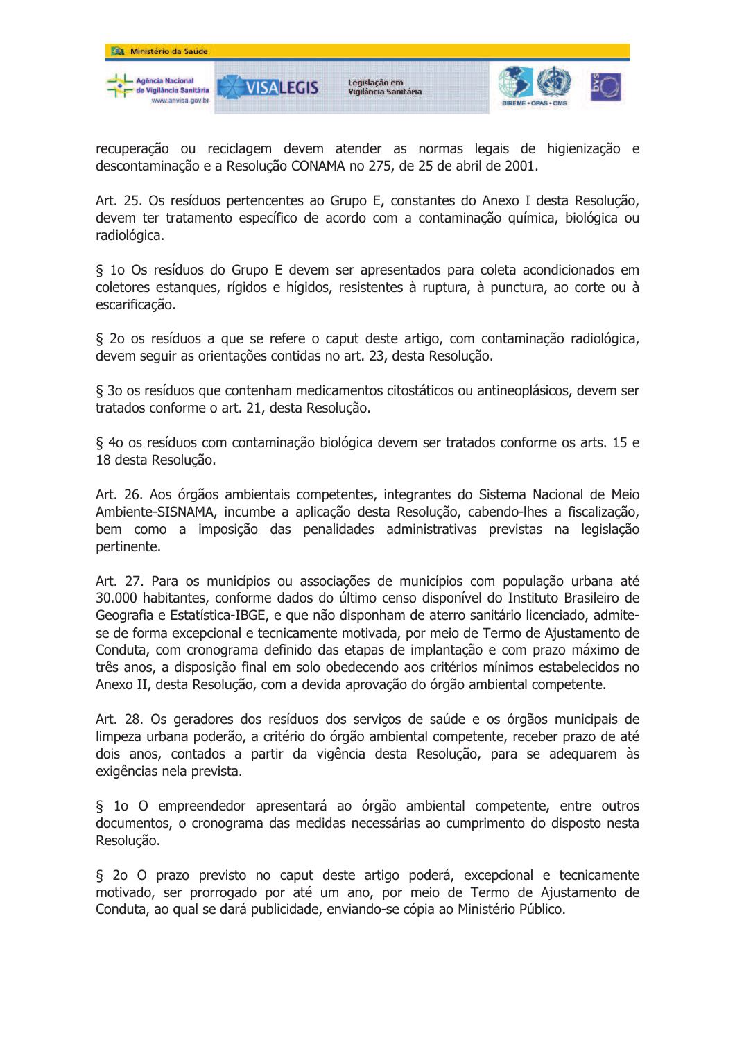recuperação ou reciclagem devem atender as normas legais de higienização e descontaminação e a Resolução CONAMA no 275, de 25 de abril de 2001.

Art. 25. Os resíduos pertencentes ao Grupo E, constantes do Anexo I desta Resolução, devem ter tratamento específico de acordo com a contaminação química, biológica ou radiológica.

§ 1o Os resíduos do Grupo E devem ser apresentados para coleta acondicionados em coletores estanques, rígidos e hígidos, resistentes à ruptura, à punctura, ao corte ou à escarificação.

§ 2o os resíduos a que se refere o caput deste artigo, com contaminação radiológica, devem seguir as orientações contidas no art. 23, desta Resolução.

§ 3o os resíduos que contenham medicamentos citostáticos ou antineoplásicos, devem ser tratados conforme o art. 21, desta Resolução.

§ 4o os resíduos com contaminação biológica devem ser tratados conforme os arts. 15 e 18 desta Resolução.

Art. 26. Aos órgãos ambientais competentes, integrantes do Sistema Nacional de Meio Ambiente-SISNAMA, incumbe a aplicação desta Resolução, cabendo-lhes a fiscalização, bem como a imposição das penalidades administrativas previstas na legislação pertinente.

Art. 27. Para os municípios ou associações de municípios com população urbana até 30.000 habitantes, conforme dados do último censo disponível do Instituto Brasileiro de Geografia e Estatística-IBGE, e que não disponham de aterro sanitário licenciado, admite-se de forma excepcional e tecnicamente motivada, por meio de Termo de Ajustamento de Conduta, com cronograma definido das etapas de implantação e com prazo máximo de três anos, a disposição final em solo obedecendo aos critérios mínimos estabelecidos no Anexo II, desta Resolução, com a devida aprovação do órgão ambiental competente.

Art. 28. Os geradores dos resíduos dos serviços de saúde e os órgãos municipais de limpeza urbana poderão, a critério do órgão ambiental competente, receber prazo de até dois anos, contados a partir da vigência desta Resolução, para se adequarem às exigências nela prevista.

§ 1o O empreendedor apresentará ao órgão ambiental competente, entre outros documentos, o cronograma das medidas necessárias ao cumprimento do disposto nesta Resolução.

§ 2o O prazo previsto no caput deste artigo poderá, excepcional e tecnicamente motivado, ser prorrogado por até um ano, por meio de Termo de Ajustamento de Conduta, ao qual se dará publicidade, enviando-se cópia ao Ministério Público.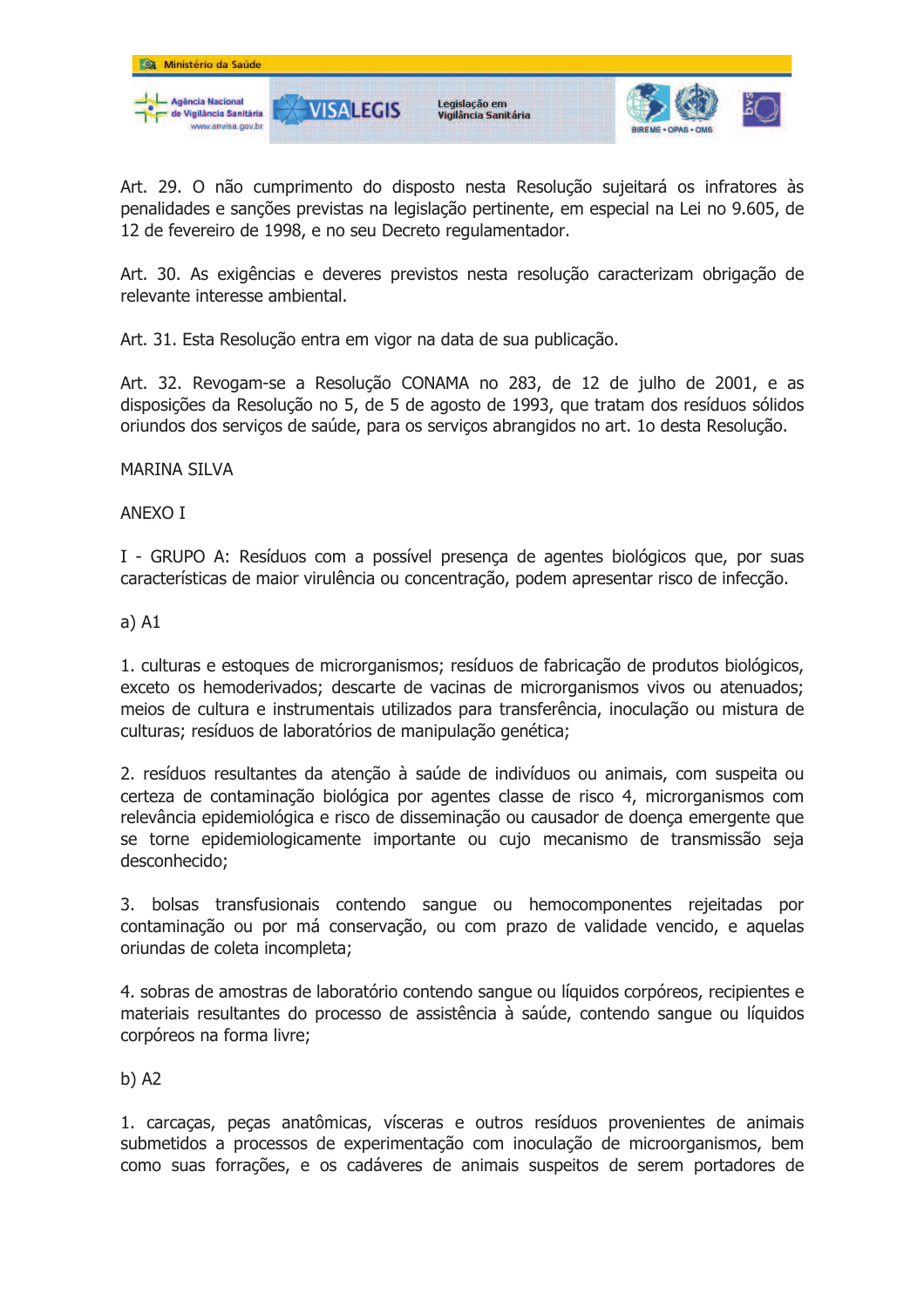Art. 29. O não cumprimento do disposto nesta Resolução sujeitará os infratores às penalidades e sanções previstas na legislação pertinente, em especial na Lei no 9.605, de 12 de fevereiro de 1998, e no seu Decreto regulamentador.

Art. 30. As exigências e deveres previstos nesta resolução caracterizam obrigação de relevante interesse ambiental.

Art. 31. Esta Resolução entra em vigor na data de sua publicação.

Art. 32. Revogam-se a Resolução CONAMA no 283, de 12 de julho de 2001, e as disposições da Resolução no 5, de 5 de agosto de 1993, que tratam dos resíduos sólidos oriundos dos serviços de saúde, para os serviços abrangidos no art. 1o desta Resolução.

MARINA SILVA

ANEXO I

I - GRUPO A: Resíduos com a possível presença de agentes biológicos que, por suas características de maior virulência ou concentração, podem apresentar risco de infecção.

a) A1

1. culturas e estoques de microrganismos; resíduos de fabricação de produtos biológicos, exceto os hemoderivados; descarte de vacinas de microrganismos vivos ou atenuados; meios de cultura e instrumentais utilizados para transferência, inoculação ou mistura de culturas; resíduos de laboratórios de manipulação genética;

2. resíduos resultantes da atenção à saúde de indivíduos ou animais, com suspeita ou certeza de contaminação biológica por agentes classe de risco 4, microrganismos com relevância epidemiológica e risco de disseminação ou causador de doença emergente que se torne epidemiologicamente importante ou cujo mecanismo de transmissão seja desconhecido;

3. bolsas transfusionais contendo sangue ou hemocomponentes rejeitadas por contaminação ou por má conservação, ou com prazo de validade vencido, e aquelas oriundas de coleta incompleta;

4. sobras de amostras de laboratório contendo sangue ou líquidos corpóreos, recipientes e materiais resultantes do processo de assistência à saúde, contendo sangue ou líquidos corpóreos na forma livre;

b) A2

1. carcaças, peças anatômicas, vísceras e outros resíduos provenientes de animais submetidos a processos de experimentação com inoculação de microorganismos, bem como suas forrações, e os cadáveres de animais suspeitos de serem portadores de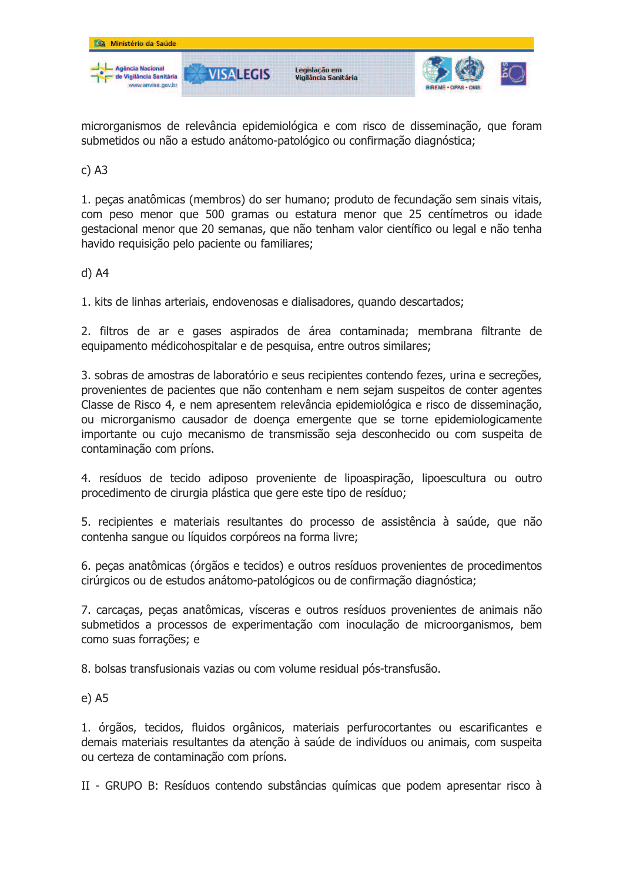microrganismos de relevância epidemiológica e com risco de disseminação, que foram submetidos ou não a estudo anátomo-patológico ou confirmação diagnóstica;

c) A3

1. peças anatômicas (membros) do ser humano; produto de fecundação sem sinais vitais, com peso menor que 500 gramas ou estatura menor que 25 centímetros ou idade gestacional menor que 20 semanas, que não tenham valor científico ou legal e não tenha havido requisição pelo paciente ou familiares;

d) A4

1. kits de linhas arteriais, endovenosas e dialisadores, quando descartados;

2. filtros de ar e gases aspirados de área contaminada; membrana filtrante de equipamento médicohospitalar e de pesquisa, entre outros similares;

3. sobras de amostras de laboratório e seus recipientes contendo fezes, urina e secreções, provenientes de pacientes que não contenham e nem sejam suspeitos de conter agentes Classe de Risco 4, e nem apresentem relevância epidemiológica e risco de disseminação, ou microrganismo causador de doença emergente que se torne epidemiologicamente importante ou cujo mecanismo de transmissão seja desconhecido ou com suspeita de contaminação com príons.

4. resíduos de tecido adiposo proveniente de lipoaspiração, lipoescultura ou outro procedimento de cirurgia plástica que gere este tipo de resíduo;

5. recipientes e materiais resultantes do processo de assistência à saúde, que não contenha sangue ou líquidos corpóreos na forma livre;

6. peças anatômicas (órgãos e tecidos) e outros resíduos provenientes de procedimentos cirúrgicos ou de estudos anátomo-patológicos ou de confirmação diagnóstica;

7. carcaças, peças anatômicas, vísceras e outros resíduos provenientes de animais não submetidos a processos de experimentação com inoculação de microorganismos, bem como suas forrações; e

8. bolsas transfusionais vazias ou com volume residual pós-transfusão.

e) A5

1. órgãos, tecidos, fluidos orgânicos, materiais perfurocortantes ou escarificantes e demais materiais resultantes da atenção à saúde de indivíduos ou animais, com suspeita ou certeza de contaminação com príons.

II - GRUPO B: Resíduos contendo substâncias químicas que podem apresentar risco à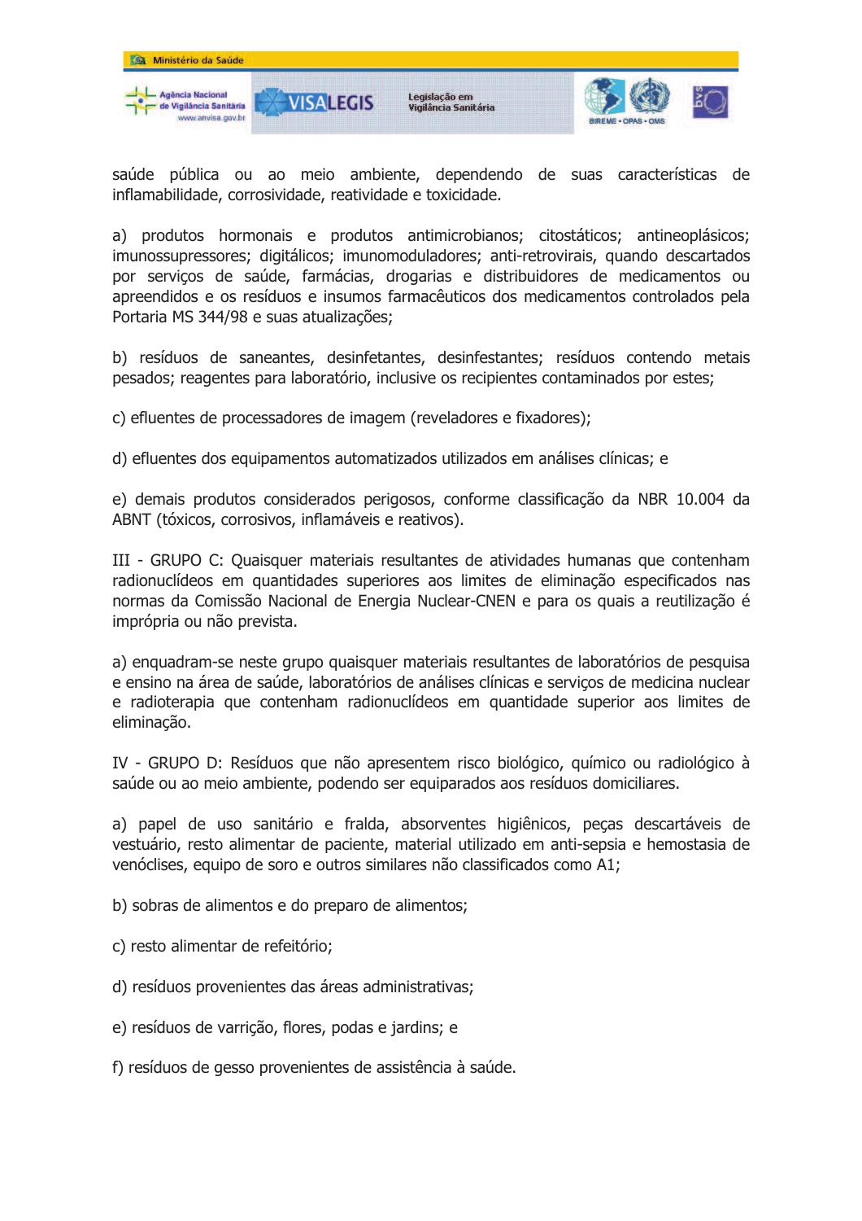saúde pública ou ao meio ambiente, dependendo de suas características de inflamabilidade, corrosividade, reatividade e toxicidade.

a) produtos hormonais e produtos antimicrobianos; citostáticos; antineoplásicos; imunossupressores; digitálicos; imunomoduladores; anti-retrovirais, quando descartados por serviços de saúde, farmácias, drogarias e distribuidores de medicamentos ou apreendidos e os resíduos e insumos farmacêuticos dos medicamentos controlados pela Portaria MS 344/98 e suas atualizações;

b) resíduos de saneantes, desinfetantes, desinfestantes; resíduos contendo metais pesados; reagentes para laboratório, inclusive os recipientes contaminados por estes;

c) efluentes de processadores de imagem (reveladores e fixadores);

d) efluentes dos equipamentos automatizados utilizados em análises clínicas; e

e) demais produtos considerados perigosos, conforme classificação da NBR 10.004 da ABNT (tóxicos, corrosivos, inflamáveis e reativos).

III - GRUPO C: Quaisquer materiais resultantes de atividades humanas que contenham radionuclídeos em quantidades superiores aos limites de eliminação especificados nas normas da Comissão Nacional de Energia Nuclear-CNEN e para os quais a reutilização é imprópria ou não prevista.

a) enquadram-se neste grupo quaisquer materiais resultantes de laboratórios de pesquisa e ensino na área de saúde, laboratórios de análises clínicas e serviços de medicina nuclear e radioterapia que contenham radionuclídeos em quantidade superior aos limites de eliminação.

IV - GRUPO D: Resíduos que não apresentem risco biológico, químico ou radiológico à saúde ou ao meio ambiente, podendo ser equiparados aos resíduos domiciliares.

a) papel de uso sanitário e fralda, absorventes higiênicos, peças descartáveis de vestuário, resto alimentar de paciente, material utilizado em anti-sepsia e hemostasia de venóclises, equipo de soro e outros similares não classificados como A1;

b) sobras de alimentos e do preparo de alimentos;

c) resto alimentar de refeitório;

d) resíduos provenientes das áreas administrativas;

e) resíduos de varrição, flores, podas e jardins; e

f) resíduos de gesso provenientes de assistência à saúde.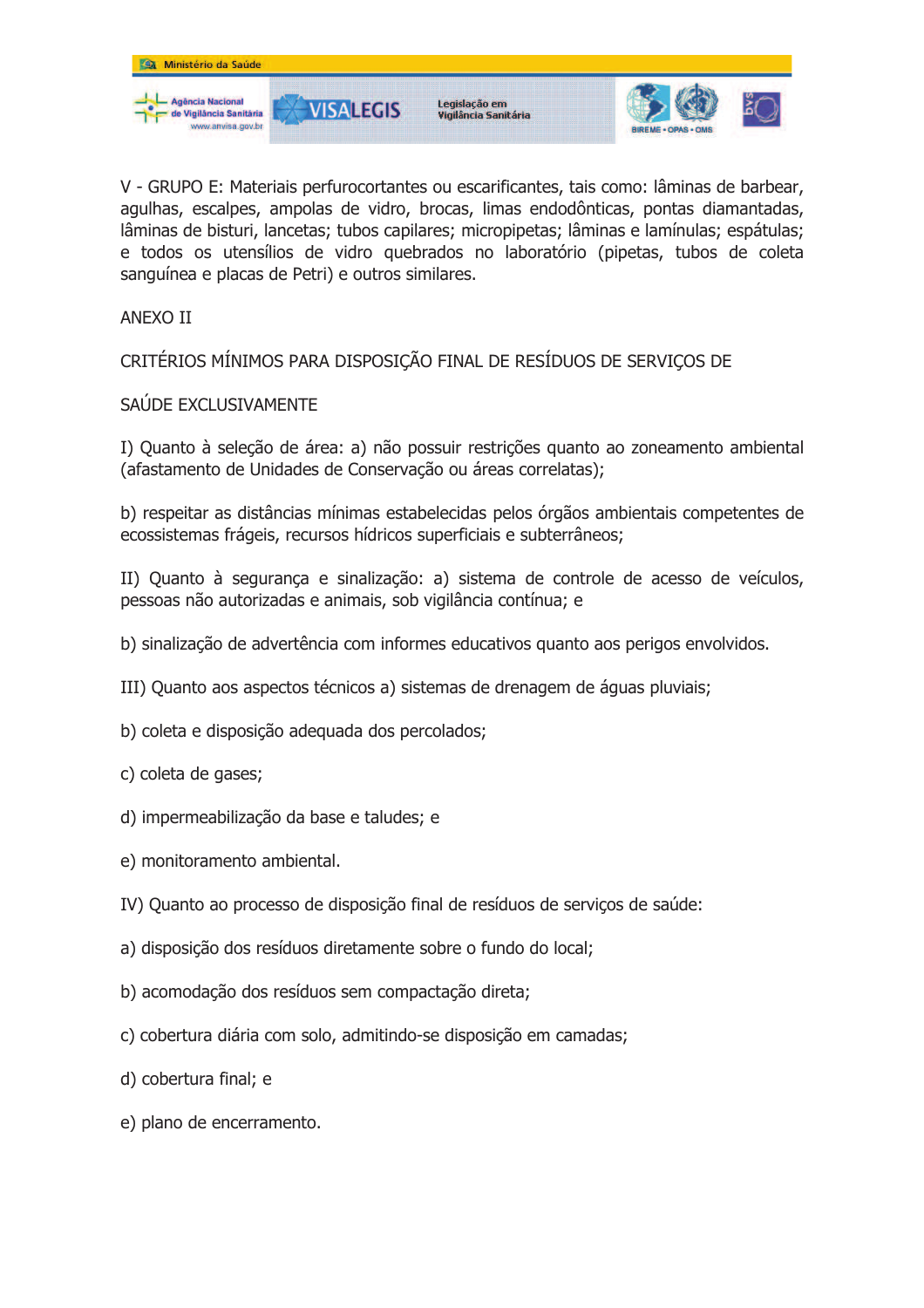V - GRUPO E: Materiais perfurocortantes ou escarificantes, tais como: lâminas de barbear, agulhas, escalpes, ampolas de vidro, brocas, limas endodônticas, pontas diamantadas, lâminas de bisturi, lancetas; tubos capilares; micropipetas; lâminas e lamínulas; espátulas; e todos os utensílios de vidro quebrados no laboratório (pipetas, tubos de coleta sanguínea e placas de Petri) e outros similares.

ANEXO II

CRITÉRIOS MÍNIMOS PARA DISPOSIÇÃO FINAL DE RESÍDUOS DE SERVIÇOS DE

SAÚDE EXCLUSIVAMENTE

I) Quanto à seleção de área: a) não possuir restrições quanto ao zoneamento ambiental (afastamento de Unidades de Conservação ou áreas correlatas);

b) respeitar as distâncias mínimas estabelecidas pelos órgãos ambientais competentes de ecossistemas frágeis, recursos hídricos superficiais e subterrâneos;

II) Quanto à segurança e sinalização: a) sistema de controle de acesso de veículos, pessoas não autorizadas e animais, sob vigilância contínua; e

b) sinalização de advertência com informes educativos quanto aos perigos envolvidos.

III) Quanto aos aspectos técnicos a) sistemas de drenagem de águas pluviais;

b) coleta e disposição adequada dos percolados;

c) coleta de gases;

d) impermeabilização da base e taludes; e

e) monitoramento ambiental.

IV) Quanto ao processo de disposição final de resíduos de serviços de saúde:

a) disposição dos resíduos diretamente sobre o fundo do local;

b) acomodação dos resíduos sem compactação direta;

c) cobertura diária com solo, admitindo-se disposição em camadas;

d) cobertura final; e

e) plano de encerramento.